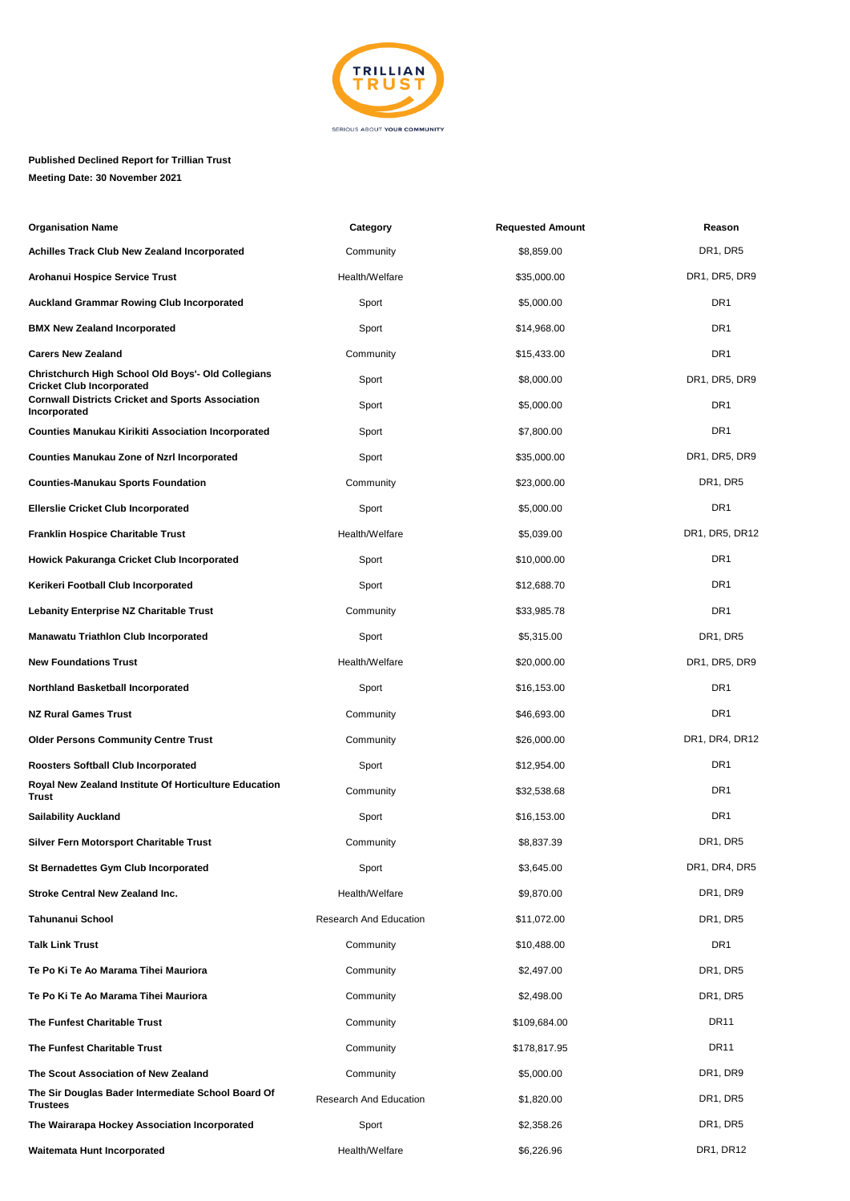TRILLIAN TRUST

SERIOUS ABOUT YOUR COMMUNITY

**Published Declined Report for Trillian Trust**

**Meeting Date: 30 November 2021**

| Organisation Name | Category | Requested Amount | Reason |
|---|---|---|---|
| **Achilles Track Club New Zealand Incorporated** | Community | $8,859.00 | DR1, DR5 |
| **Arohanui Hospice Service Trust** | Health/Welfare | $35,000.00 | DR1, DR5, DR9 |
| **Auckland Grammar Rowing Club Incorporated** | Sport | $5,000.00 | DR1 |
| **BMX New Zealand Incorporated** | Sport | $14,968.00 | DR1 |
| **Carers New Zealand** | Community | $15,433.00 | DR1 |
| **Christchurch High School Old Boys'- Old Collegians Cricket Club Incorporated** | Sport | $8,000.00 | DR1, DR5, DR9 |
| **Cornwall Districts Cricket and Sports Association Incorporated** | Sport | $5,000.00 | DR1 |
| **Counties Manukau Kirikiti Association Incorporated** | Sport | $7,800.00 | DR1 |
| **Counties Manukau Zone of Nzrl Incorporated** | Sport | $35,000.00 | DR1, DR5, DR9 |
| **Counties-Manukau Sports Foundation** | Community | $23,000.00 | DR1, DR5 |
| **Ellerslie Cricket Club Incorporated** | Sport | $5,000.00 | DR1 |
| **Franklin Hospice Charitable Trust** | Health/Welfare | $5,039.00 | DR1, DR5, DR12 |
| **Howick Pakuranga Cricket Club Incorporated** | Sport | $10,000.00 | DR1 |
| **Kerikeri Football Club Incorporated** | Sport | $12,688.70 | DR1 |
| **Lebanity Enterprise NZ Charitable Trust** | Community | $33,985.78 | DR1 |
| **Manawatu Triathlon Club Incorporated** | Sport | $5,315.00 | DR1, DR5 |
| **New Foundations Trust** | Health/Welfare | $20,000.00 | DR1, DR5, DR9 |
| **Northland Basketball Incorporated** | Sport | $16,153.00 | DR1 |
| **NZ Rural Games Trust** | Community | $46,693.00 | DR1 |
| **Older Persons Community Centre Trust** | Community | $26,000.00 | DR1, DR4, DR12 |
| **Roosters Softball Club Incorporated** | Sport | $12,954.00 | DR1 |
| **Royal New Zealand Institute Of Horticulture Education Trust** | Community | $32,538.68 | DR1 |
| **Sailability Auckland** | Sport | $16,153.00 | DR1 |
| **Silver Fern Motorsport Charitable Trust** | Community | $8,837.39 | DR1, DR5 |
| **St Bernadettes Gym Club Incorporated** | Sport | $3,645.00 | DR1, DR4, DR5 |
| **Stroke Central New Zealand Inc.** | Health/Welfare | $9,870.00 | DR1, DR9 |
| **Tahunanui School** | Research And Education | $11,072.00 | DR1, DR5 |
| **Talk Link Trust** | Community | $10,488.00 | DR1 |
| **Te Po Ki Te Ao Marama Tihei Mauriora** | Community | $2,497.00 | DR1, DR5 |
| **Te Po Ki Te Ao Marama Tihei Mauriora** | Community | $2,498.00 | DR1, DR5 |
| **The Funfest Charitable Trust** | Community | $109,684.00 | DR11 |
| **The Funfest Charitable Trust** | Community | $178,817.95 | DR11 |
| **The Scout Association of New Zealand** | Community | $5,000.00 | DR1, DR9 |
| **The Sir Douglas Bader Intermediate School Board Of Trustees** | Research And Education | $1,820.00 | DR1, DR5 |
| **The Wairarapa Hockey Association Incorporated** | Sport | $2,358.26 | DR1, DR5 |
| **Waitemata Hunt Incorporated** | Health/Welfare | $6,226.96 | DR1, DR12 |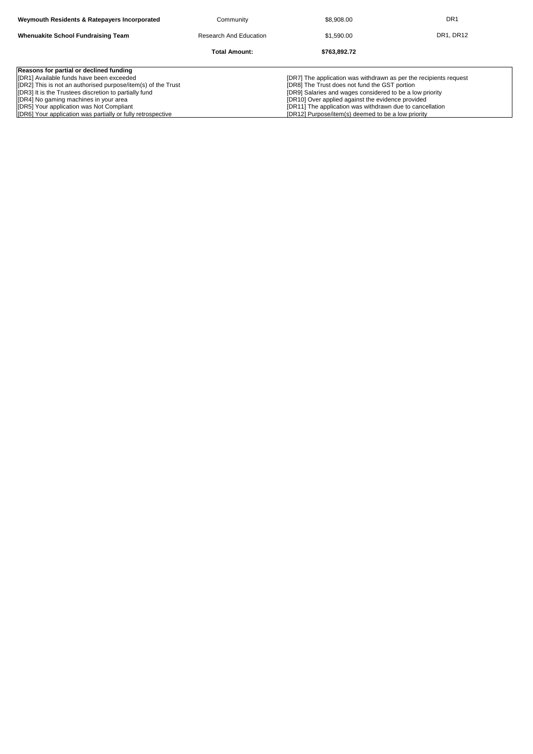| | | | |
|---|---|---|---|
| **Weymouth Residents & Ratepayers Incorporated** | Community | $8,908.00 | DR1 |
| **Whenuakite School Fundraising Team** | Research And Education | $1,590.00 | DR1, DR12 |
| | **Total Amount:** | **$763,892.72** | |

**Reasons for partial or declined funding**

[DR1] Available funds have been exceeded
[DR2] This is not an authorised purpose/item(s) of the Trust
[DR3] It is the Trustees discretion to partially fund
[DR4] No gaming machines in your area
[DR5] Your application was Not Compliant
[DR6] Your application was partially or fully retrospective
[DR7] The application was withdrawn as per the recipients request
[DR8] The Trust does not fund the GST portion
[DR9] Salaries and wages considered to be a low priority
[DR10] Over applied against the evidence provided
[DR11] The application was withdrawn due to cancellation
[DR12] Purpose/item(s) deemed to be a low priority